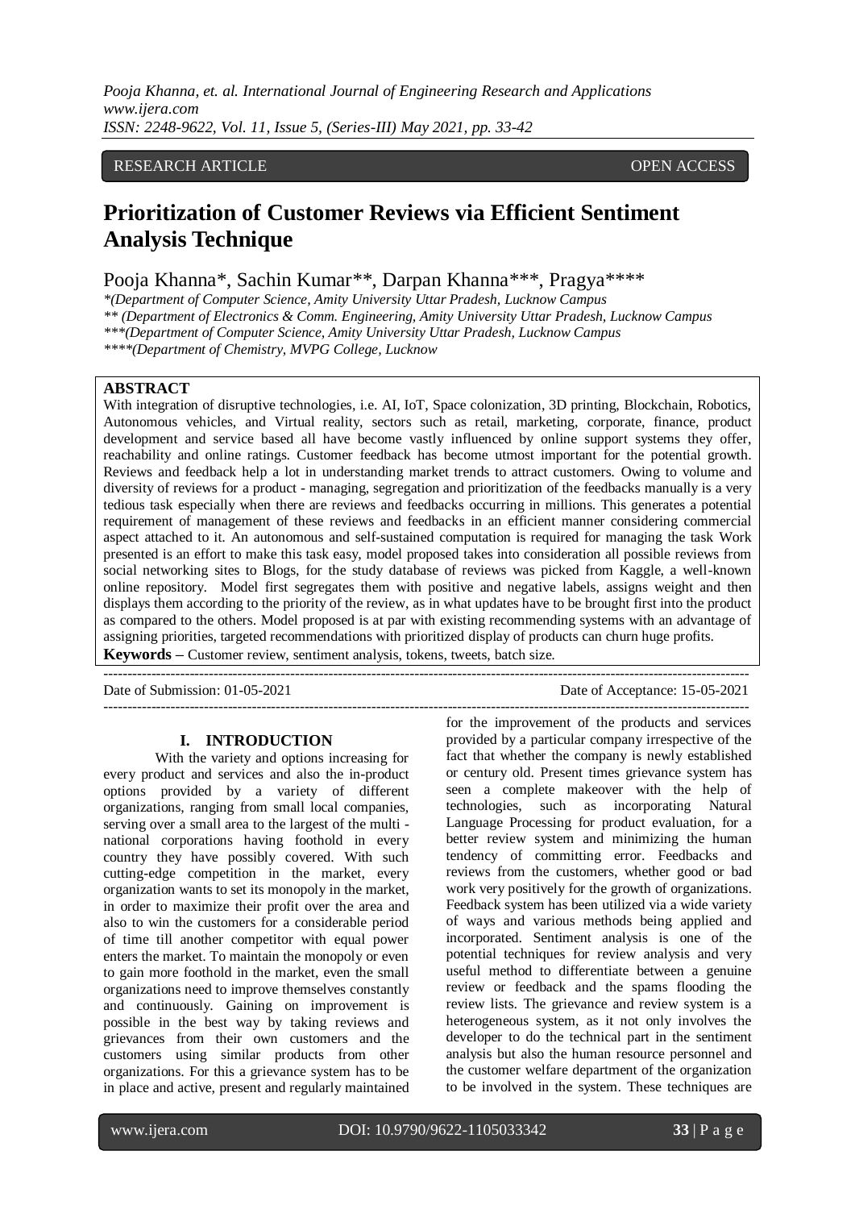RESEARCH ARTICLE OPEN ACCESS

# Prioritization of Customer Reviews via Efficient Sentiment Analysis Technique

Pooja Khanna*, Sachin Kumar**, Darpan Khanna***, Pragya****

*(Department of Computer Science, Amity University Uttar Pradesh, Lucknow Campus
** (Department of Electronics & Comm. Engineering, Amity University Uttar Pradesh, Lucknow Campus
***(Department of Computer Science, Amity University Uttar Pradesh, Lucknow Campus
****(Department of Chemistry, MVPG College, Lucknow

## ABSTRACT

With integration of disruptive technologies, i.e. AI, IoT, Space colonization, 3D printing, Blockchain, Robotics, Autonomous vehicles, and Virtual reality, sectors such as retail, marketing, corporate, finance, product development and service based all have become vastly influenced by online support systems they offer, reachability and online ratings. Customer feedback has become utmost important for the potential growth. Reviews and feedback help a lot in understanding market trends to attract customers. Owing to volume and diversity of reviews for a product - managing, segregation and prioritization of the feedbacks manually is a very tedious task especially when there are reviews and feedbacks occurring in millions. This generates a potential requirement of management of these reviews and feedbacks in an efficient manner considering commercial aspect attached to it. An autonomous and self-sustained computation is required for managing the task Work presented is an effort to make this task easy, model proposed takes into consideration all possible reviews from social networking sites to Blogs, for the study database of reviews was picked from Kaggle, a well-known online repository. Model first segregates them with positive and negative labels, assigns weight and then displays them according to the priority of the review, as in what updates have to be brought first into the product as compared to the others. Model proposed is at par with existing recommending systems with an advantage of assigning priorities, targeted recommendations with prioritized display of products can churn huge profits.

**Keywords –** Customer review, sentiment analysis, tokens, tweets, batch size.

Date of Submission: 01-05-2021 Date of Acceptance: 15-05-2021

## I. INTRODUCTION

With the variety and options increasing for every product and services and also the in-product options provided by a variety of different organizations, ranging from small local companies, serving over a small area to the largest of the multi - national corporations having foothold in every country they have possibly covered. With such cutting-edge competition in the market, every organization wants to set its monopoly over the market, in order to maximize their profit over the area and also to win the customers for a considerable period of time till another competitor with equal power enters the market. To maintain the monopoly or even to gain more foothold in the market, even the small organizations need to improve themselves constantly and continuously. Gaining on improvement is possible in the best way by taking reviews and grievances from their own customers and the customers using similar products from other organizations. For this a grievance system has to be in place and active, present and regularly maintained for the improvement of the products and services provided by a particular company irrespective of the fact that whether the company is newly established or century old. Present times grievance system has seen a complete makeover with the help of technologies, such as incorporating Natural Language Processing for product evaluation, for a better review system and minimizing the human tendency of committing error. Feedbacks and reviews from the customers, whether good or bad work very positively for the growth of organizations. Feedback system has been utilized via a wide variety of ways and various methods being applied and incorporated. Sentiment analysis is one of the potential techniques for review analysis and very useful method to differentiate between a genuine review or feedback and the spams flooding the review lists. The grievance and review system is a heterogeneous system, as it not only involves the developer to do the technical part in the sentiment analysis but also the human resource personnel and the customer welfare department of the organization to be involved in the system. These techniques are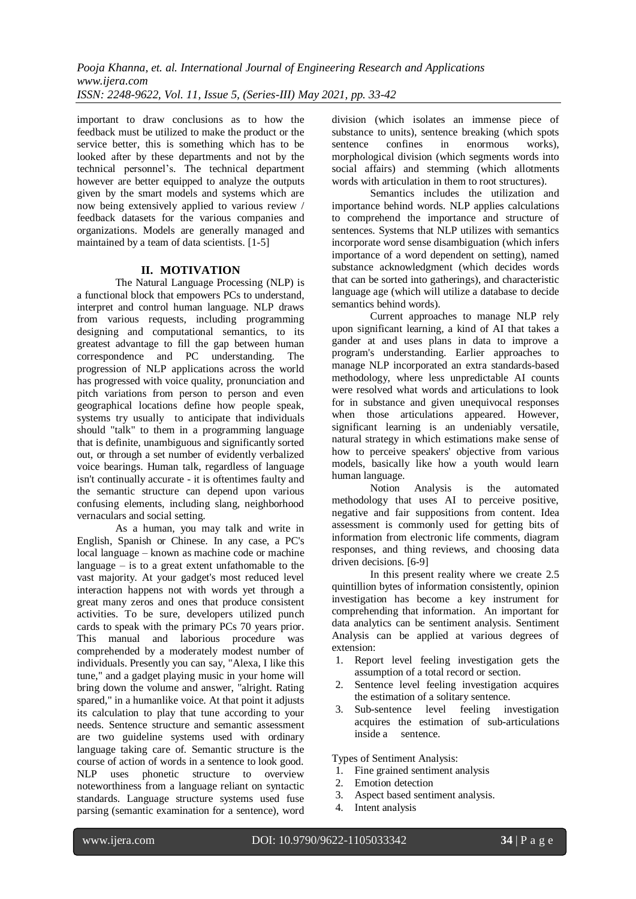important to draw conclusions as to how the feedback must be utilized to make the product or the service better, this is something which has to be looked after by these departments and not by the technical personnel's. The technical department however are better equipped to analyze the outputs given by the smart models and systems which are now being extensively applied to various review / feedback datasets for the various companies and organizations. Models are generally managed and maintained by a team of data scientists. [1-5]

## II. MOTIVATION

The Natural Language Processing (NLP) is a functional block that empowers PCs to understand, interpret and control human language. NLP draws from various requests, including programming designing and computational semantics, to its greatest advantage to fill the gap between human correspondence and PC understanding. The progression of NLP applications across the world has progressed with voice quality, pronunciation and pitch variations from person to person and even geographical locations define how people speak, systems try usually to anticipate that individuals should "talk" to them in a programming language that is definite, unambiguous and significantly sorted out, or through a set number of evidently verbalized voice bearings. Human talk, regardless of language isn't continually accurate - it is oftentimes faulty and the semantic structure can depend upon various confusing elements, including slang, neighborhood vernaculars and social setting.

As a human, you may talk and write in English, Spanish or Chinese. In any case, a PC's local language – known as machine code or machine language – is to a great extent unfathomable to the vast majority. At your gadget's most reduced level interaction happens not with words yet through a great many zeros and ones that produce consistent activities. To be sure, developers utilized punch cards to speak with the primary PCs 70 years prior. This manual and laborious procedure was comprehended by a moderately modest number of individuals. Presently you can say, "Alexa, I like this tune," and a gadget playing music in your home will bring down the volume and answer, "alright. Rating spared," in a humanlike voice. At that point it adjusts its calculation to play that tune according to your needs. Sentence structure and semantic assessment are two guideline systems used with ordinary language taking care of. Semantic structure is the course of action of words in a sentence to look good. NLP uses phonetic structure to overview noteworthiness from a language reliant on syntactic standards. Language structure systems used fuse parsing (semantic examination for a sentence), word division (which isolates an immense piece of substance to units), sentence breaking (which spots sentence confines in enormous works), morphological division (which segments words into social affairs) and stemming (which allotments words with articulation in them to root structures).

Semantics includes the utilization and importance behind words. NLP applies calculations to comprehend the importance and structure of sentences. Systems that NLP utilizes with semantics incorporate word sense disambiguation (which infers importance of a word dependent on setting), named substance acknowledgment (which decides words that can be sorted into gatherings), and characteristic language age (which will utilize a database to decide semantics behind words).

Current approaches to manage NLP rely upon significant learning, a kind of AI that takes a gander at and uses plans in data to improve a program's understanding. Earlier approaches to manage NLP incorporated an extra standards-based methodology, where less unpredictable AI counts were resolved what words and articulations to look for in substance and given unequivocal responses when those articulations appeared. However, significant learning is an undeniably versatile, natural strategy in which estimations make sense of how to perceive speakers' objective from various models, basically like how a youth would learn human language.

Notion Analysis is the automated methodology that uses AI to perceive positive, negative and fair suppositions from content. Idea assessment is commonly used for getting bits of information from electronic life comments, diagram responses, and thing reviews, and choosing data driven decisions. [6-9]

In this present reality where we create 2.5 quintillion bytes of information consistently, opinion investigation has become a key instrument for comprehending that information. An important for data analytics can be sentiment analysis. Sentiment Analysis can be applied at various degrees of extension:

1. Report level feeling investigation gets the assumption of a total record or section.
2. Sentence level feeling investigation acquires the estimation of a solitary sentence.
3. Sub-sentence level feeling investigation acquires the estimation of sub-articulations inside a sentence.

Types of Sentiment Analysis:

1. Fine grained sentiment analysis
2. Emotion detection
3. Aspect based sentiment analysis.
4. Intent analysis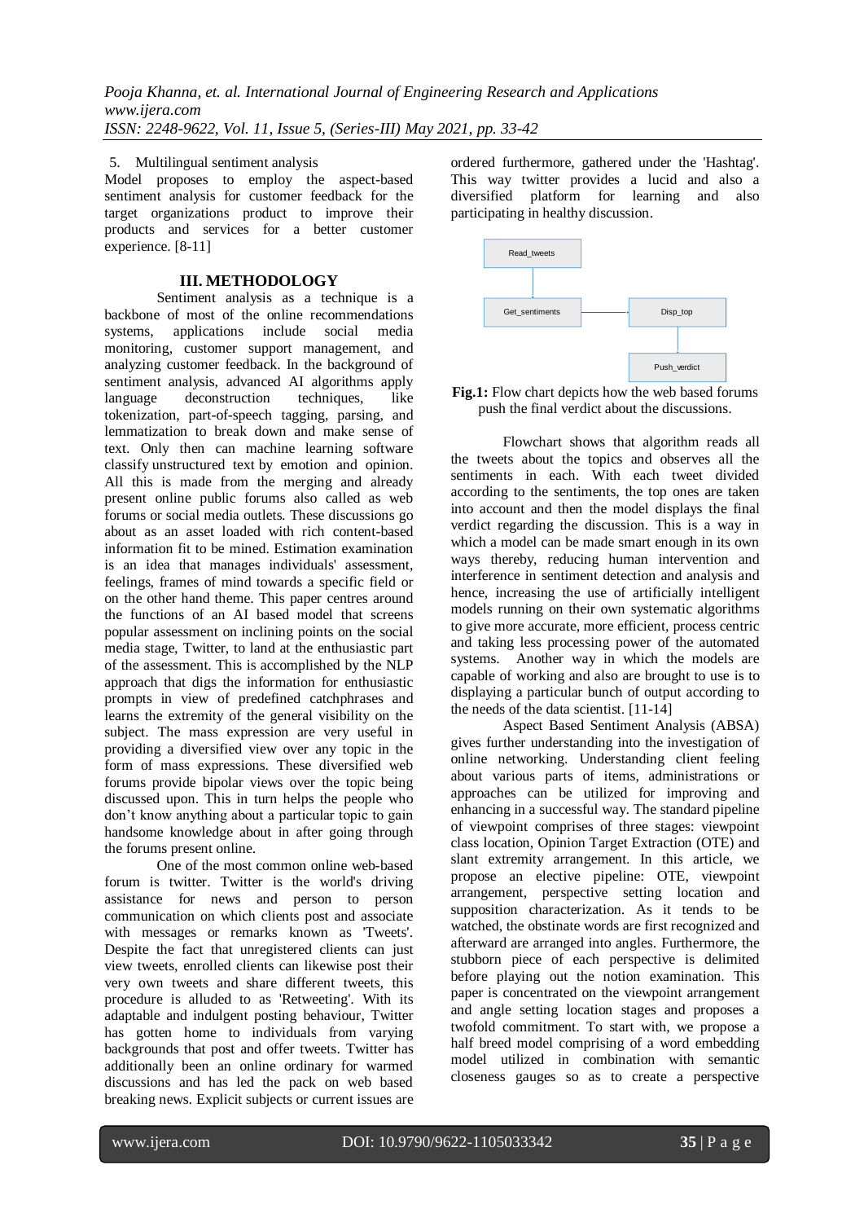5. Multilingual sentiment analysis

Model proposes to employ the aspect-based sentiment analysis for customer feedback for the target organizations product to improve their products and services for a better customer experience. [8-11]

## III. METHODOLOGY

Sentiment analysis as a technique is a backbone of most of the online recommendations systems, applications include social media monitoring, customer support management, and analyzing customer feedback. In the background of sentiment analysis, advanced AI algorithms apply language deconstruction techniques, like tokenization, part-of-speech tagging, parsing, and lemmatization to break down and make sense of text. Only then can machine learning software classify unstructured text by emotion and opinion. All this is made from the merging and already present online public forums also called as web forums or social media outlets. These discussions go about as an asset loaded with rich content-based information fit to be mined. Estimation examination is an idea that manages individuals' assessment, feelings, frames of mind towards a specific field or on the other hand theme. This paper centres around the functions of an AI based model that screens popular assessment on inclining points on the social media stage, Twitter, to land at the enthusiastic part of the assessment. This is accomplished by the NLP approach that digs the information for enthusiastic prompts in view of predefined catchphrases and learns the extremity of the general visibility on the subject. The mass expression are very useful in providing a diversified view over any topic in the form of mass expressions. These diversified web forums provide bipolar views over the topic being discussed upon. This in turn helps the people who don't know anything about a particular topic to gain handsome knowledge about in after going through the forums present online.

One of the most common online web-based forum is twitter. Twitter is the world's driving assistance for news and person to person communication on which clients post and associate with messages or remarks known as 'Tweets'. Despite the fact that unregistered clients can just view tweets, enrolled clients can likewise post their very own tweets and share different tweets, this procedure is alluded to as 'Retweeting'. With its adaptable and indulgent posting behaviour, Twitter has gotten home to individuals from varying backgrounds that post and offer tweets. Twitter has additionally been an online ordinary for warmed discussions and has led the pack on web based breaking news. Explicit subjects or current issues are ordered furthermore, gathered under the 'Hashtag'. This way twitter provides a lucid and also a diversified platform for learning and also participating in healthy discussion.

**Fig.1:** Flow chart depicts how the web based forums push the final verdict about the discussions.

Flowchart shows that algorithm reads all the tweets about the topics and observes all the sentiments in each. With each tweet divided according to the sentiments, the top ones are taken into account and then the model displays the final verdict regarding the discussion. This is a way in which a model can be made smart enough in its own ways thereby, reducing human intervention and interference in sentiment detection and analysis and hence, increasing the use of artificially intelligent models running on their own systematic algorithms to give more accurate, more efficient, process centric and taking less processing power of the automated systems. Another way in which the models are capable of working and also are brought to use is to displaying a particular bunch of output according to the needs of the data scientist. [11-14]

Aspect Based Sentiment Analysis (ABSA) gives further understanding into the investigation of online networking. Understanding client feeling about various parts of items, administrations or approaches can be utilized for improving and enhancing in a successful way. The standard pipeline of viewpoint comprises of three stages: viewpoint class location, Opinion Target Extraction (OTE) and slant extremity arrangement. In this article, we propose an elective pipeline: OTE, viewpoint arrangement, perspective setting location and supposition characterization. As it tends to be watched, the obstinate words are first recognized and afterward are arranged into angles. Furthermore, the stubborn piece of each perspective is delimited before playing out the notion examination. This paper is concentrated on the viewpoint arrangement and angle setting location stages and proposes a twofold commitment. To start with, we propose a half breed model comprising of a word embedding model utilized in combination with semantic closeness gauges so as to create a perspective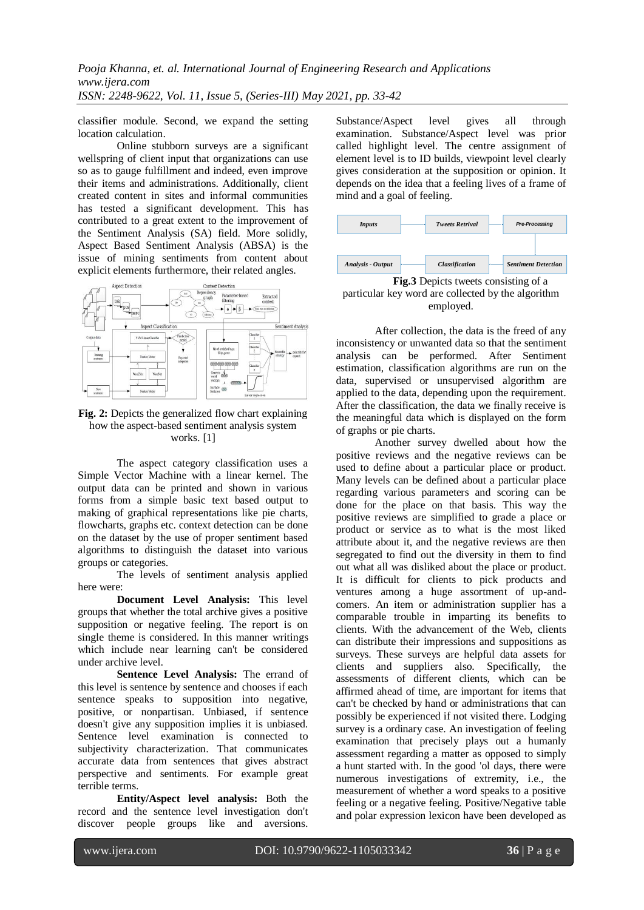classifier module. Second, we expand the setting location calculation.

Online stubborn surveys are a significant wellspring of client input that organizations can use so as to gauge fulfillment and indeed, even improve their items and administrations. Additionally, client created content in sites and informal communities has tested a significant development. This has contributed to a great extent to the improvement of the Sentiment Analysis (SA) field. More solidly, Aspect Based Sentiment Analysis (ABSA) is the issue of mining sentiments from content about explicit elements furthermore, their related angles.

**Fig. 2:** Depicts the generalized flow chart explaining how the aspect-based sentiment analysis system works. [1]

The aspect category classification uses a Simple Vector Machine with a linear kernel. The output data can be printed and shown in various forms from a simple basic text based output to making of graphical representations like pie charts, flowcharts, graphs etc. context detection can be done on the dataset by the use of proper sentiment based algorithms to distinguish the dataset into various groups or categories.

The levels of sentiment analysis applied here were:

**Document Level Analysis:** This level groups that whether the total archive gives a positive supposition or negative feeling. The report is on single theme is considered. In this manner writings which include near learning can't be considered under archive level.

**Sentence Level Analysis:** The errand of this level is sentence by sentence and chooses if each sentence speaks to supposition into negative, positive, or nonpartisan. Unbiased, if sentence doesn't give any supposition implies it is unbiased. Sentence level examination is connected to subjectivity characterization. That communicates accurate data from sentences that gives abstract perspective and sentiments. For example great terrible terms.

**Entity/Aspect level analysis:** Both the record and the sentence level investigation don't discover people groups like and aversions. Substance/Aspect level gives all through examination. Substance/Aspect level was prior called highlight level. The centre assignment of element level is to ID builds, viewpoint level clearly gives consideration at the supposition or opinion. It depends on the idea that a feeling lives of a frame of mind and a goal of feeling.

**Fig.3** Depicts tweets consisting of a particular key word are collected by the algorithm employed.

After collection, the data is the freed of any inconsistency or unwanted data so that the sentiment analysis can be performed. After Sentiment estimation, classification algorithms are run on the data, supervised or unsupervised algorithm are applied to the data, depending upon the requirement. After the classification, the data we finally receive is the meaningful data which is displayed on the form of graphs or pie charts.

Another survey dwelled about how the positive reviews and the negative reviews can be used to define about a particular place or product. Many levels can be defined about a particular place regarding various parameters and scoring can be done for the place on that basis. This way the positive reviews are simplified to grade a place or product or service as to what is the most liked attribute about it, and the negative reviews are then segregated to find out the diversity in them to find out what all was disliked about the place or product. It is difficult for clients to pick products and ventures among a huge assortment of up-and-comers. An item or administration supplier has a comparable trouble in imparting its benefits to clients. With the advancement of the Web, clients can distribute their impressions and suppositions as surveys. These surveys are helpful data assets for clients and suppliers also. Specifically, the assessments of different clients, which can be affirmed ahead of time, are important for items that can't be checked by hand or administrations that can possibly be experienced if not visited there. Lodging survey is a ordinary case. An investigation of feeling examination that precisely plays out a humanly assessment regarding a matter as opposed to simply a hunt started with. In the good 'ol days, there were numerous investigations of extremity, i.e., the measurement of whether a word speaks to a positive feeling or a negative feeling. Positive/Negative table and polar expression lexicon have been developed as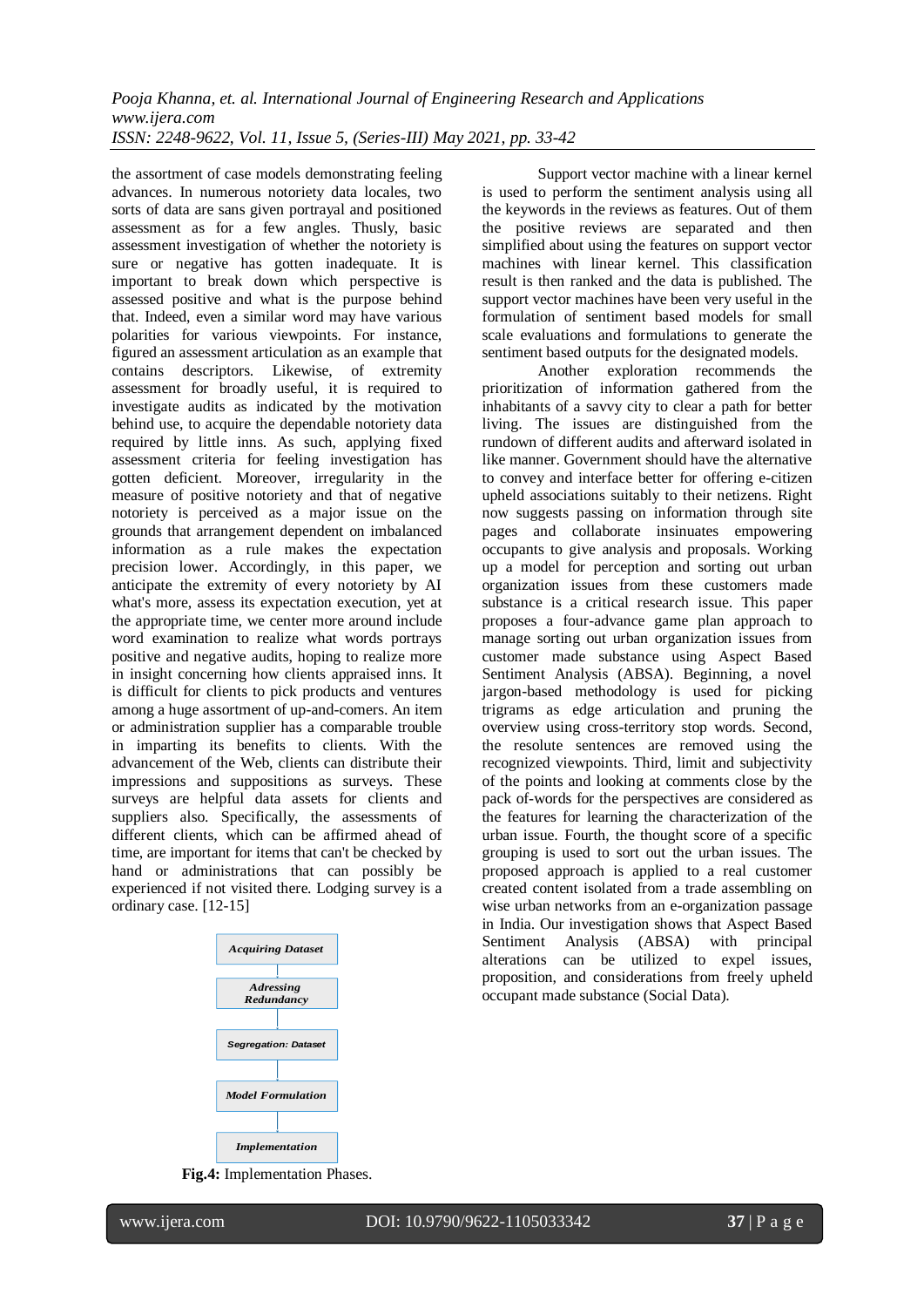the assortment of case models demonstrating feeling advances. In numerous notoriety data locales, two sorts of data are sans given portrayal and positioned assessment as for a few angles. Thusly, basic assessment investigation of whether the notoriety is sure or negative has gotten inadequate. It is important to break down which perspective is assessed positive and what is the purpose behind that. Indeed, even a similar word may have various polarities for various viewpoints. For instance, figured an assessment articulation as an example that contains descriptors. Likewise, of extremity assessment for broadly useful, it is required to investigate audits as indicated by the motivation behind use, to acquire the dependable notoriety data required by little inns. As such, applying fixed assessment criteria for feeling investigation has gotten deficient. Moreover, irregularity in the measure of positive notoriety and that of negative notoriety is perceived as a major issue on the grounds that arrangement dependent on imbalanced information as a rule makes the expectation precision lower. Accordingly, in this paper, we anticipate the extremity of every notoriety by AI what's more, assess its expectation execution, yet at the appropriate time, we center more around include word examination to realize what words portrays positive and negative audits, hoping to realize more in insight concerning how clients appraised inns. It is difficult for clients to pick products and ventures among a huge assortment of up-and-comers. An item or administration supplier has a comparable trouble in imparting its benefits to clients. With the advancement of the Web, clients can distribute their impressions and suppositions as surveys. These surveys are helpful data assets for clients and suppliers also. Specifically, the assessments of different clients, which can be affirmed ahead of time, are important for items that can't be checked by hand or administrations that can possibly be experienced if not visited there. Lodging survey is a ordinary case. [12-15]

*Acquiring Dataset* → *Adressing Redundancy* → *Segregation: Dataset* → *Model Formulation* → *Implementation*

**Fig.4:** Implementation Phases.

Support vector machine with a linear kernel is used to perform the sentiment analysis using all the keywords in the reviews as features. Out of them the positive reviews are separated and then simplified about using the features on support vector machines with linear kernel. This classification result is then ranked and the data is published. The support vector machines have been very useful in the formulation of sentiment based models for small scale evaluations and formulations to generate the sentiment based outputs for the designated models.

Another exploration recommends the prioritization of information gathered from the inhabitants of a savvy city to clear a path for better living. The issues are distinguished from the rundown of different audits and afterward isolated in like manner. Government should have the alternative to convey and interface better for offering e-citizen upheld associations suitably to their netizens. Right now suggests passing on information through site pages and collaborate insinuates empowering occupants to give analysis and proposals. Working up a model for perception and sorting out urban organization issues from these customers made substance is a critical research issue. This paper proposes a four-advance game plan approach to manage sorting out urban organization issues from customer made substance using Aspect Based Sentiment Analysis (ABSA). Beginning, a novel jargon-based methodology is used for picking trigrams as edge articulation and pruning the overview using cross-territory stop words. Second, the resolute sentences are removed using the recognized viewpoints. Third, limit and subjectivity of the points and looking at comments close by the pack of-words for the perspectives are considered as the features for learning the characterization of the urban issue. Fourth, the thought score of a specific grouping is used to sort out the urban issues. The proposed approach is applied to a real customer created content isolated from a trade assembling on wise urban networks from an e-organization passage in India. Our investigation shows that Aspect Based Sentiment Analysis (ABSA) with principal alterations can be utilized to expel issues, proposition, and considerations from freely upheld occupant made substance (Social Data).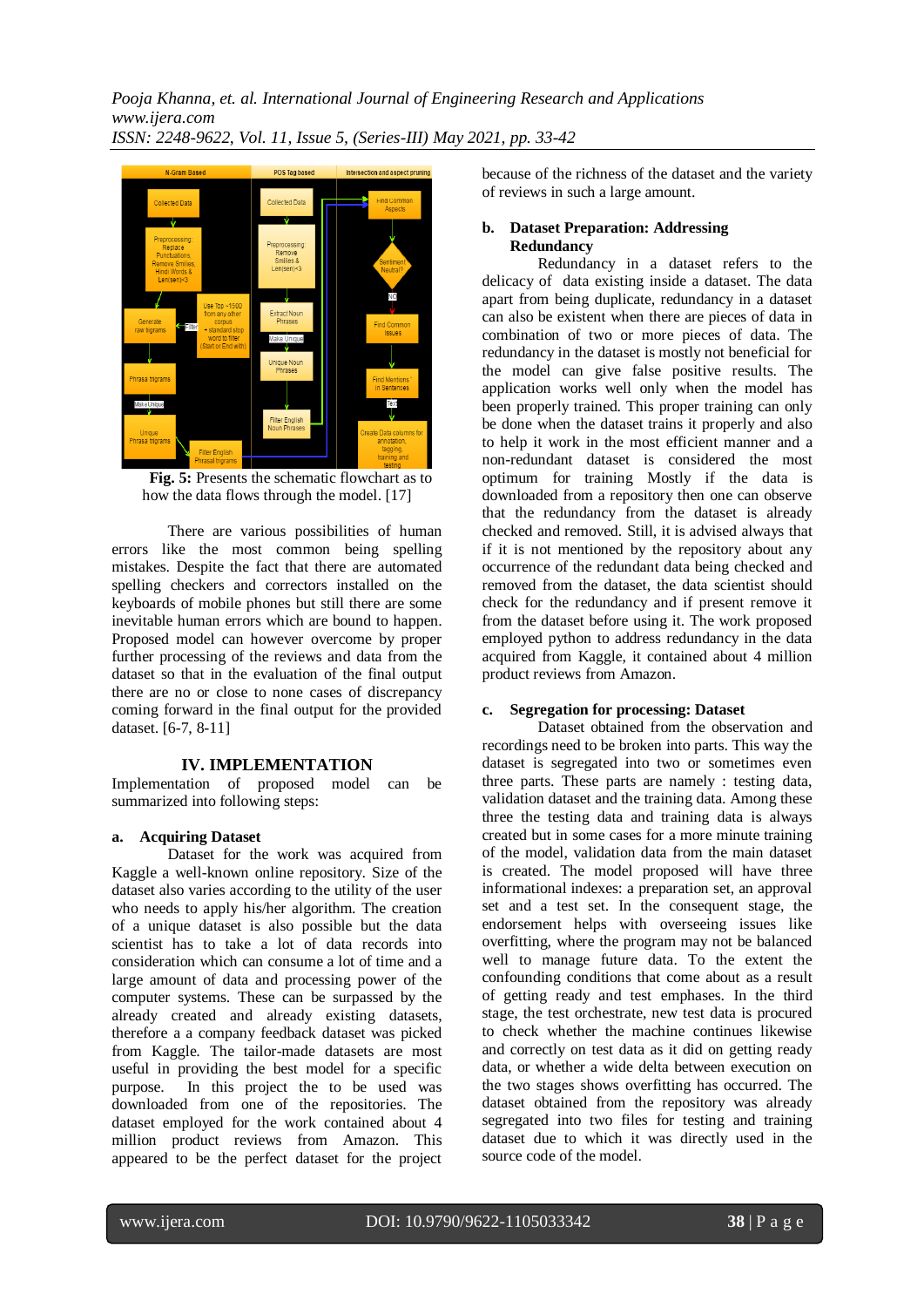Fig. 5: Presents the schematic flowchart as to how the data flows through the model. [17]

There are various possibilities of human errors like the most common being spelling mistakes. Despite the fact that there are automated spelling checkers and correctors installed on the keyboards of mobile phones but still there are some inevitable human errors which are bound to happen. Proposed model can however overcome by proper further processing of the reviews and data from the dataset so that in the evaluation of the final output there are no or close to none cases of discrepancy coming forward in the final output for the provided dataset. [6-7, 8-11]

## IV. IMPLEMENTATION

Implementation of proposed model can be summarized into following steps:

### a. Acquiring Dataset

Dataset for the work was acquired from Kaggle a well-known online repository. Size of the dataset also varies according to the utility of the user who needs to apply his/her algorithm. The creation of a unique dataset is also possible but the data scientist has to take a lot of data records into consideration which can consume a lot of time and a large amount of data and processing power of the computer systems. These can be surpassed by the already created and already existing datasets, therefore a a company feedback dataset was picked from Kaggle. The tailor-made datasets are most useful in providing the best model for a specific purpose. In this project the to be used was downloaded from one of the repositories. The dataset employed for the work contained about 4 million product reviews from Amazon. This appeared to be the perfect dataset for the project because of the richness of the dataset and the variety of reviews in such a large amount.

### b. Dataset Preparation: Addressing Redundancy

Redundancy in a dataset refers to the delicacy of data existing inside a dataset. The data apart from being duplicate, redundancy in a dataset can also be existent when there are pieces of data in combination of two or more pieces of data. The redundancy in the dataset is mostly not beneficial for the model can give false positive results. The application works well only when the model has been properly trained. This proper training can only be done when the dataset trains it properly and also to help it work in the most efficient manner and a non-redundant dataset is considered the most optimum for training Mostly if the data is downloaded from a repository then one can observe that the redundancy from the dataset is already checked and removed. Still, it is advised always that if it is not mentioned by the repository about any occurrence of the redundant data being checked and removed from the dataset, the data scientist should check for the redundancy and if present remove it from the dataset before using it. The work proposed employed python to address redundancy in the data acquired from Kaggle, it contained about 4 million product reviews from Amazon.

### c. Segregation for processing: Dataset

Dataset obtained from the observation and recordings need to be broken into parts. This way the dataset is segregated into two or sometimes even three parts. These parts are namely : testing data, validation dataset and the training data. Among these three the testing data and training data is always created but in some cases for a more minute training of the model, validation data from the main dataset is created. The model proposed will have three informational indexes: a preparation set, an approval set and a test set. In the consequent stage, the endorsement helps with overseeing issues like overfitting, where the program may not be balanced well to manage future data. To check the confounding conditions that come about as a result of getting ready and test emphases. In the third stage, the test orchestrate, new test data is procured to check whether the machine continues likewise and correctly on test data as it did on getting ready data, or whether a wide delta between execution on the two stages shows overfitting has occurred. The dataset obtained from the repository was already segregated into two files for testing and training dataset due to which it was directly used in the source code of the model.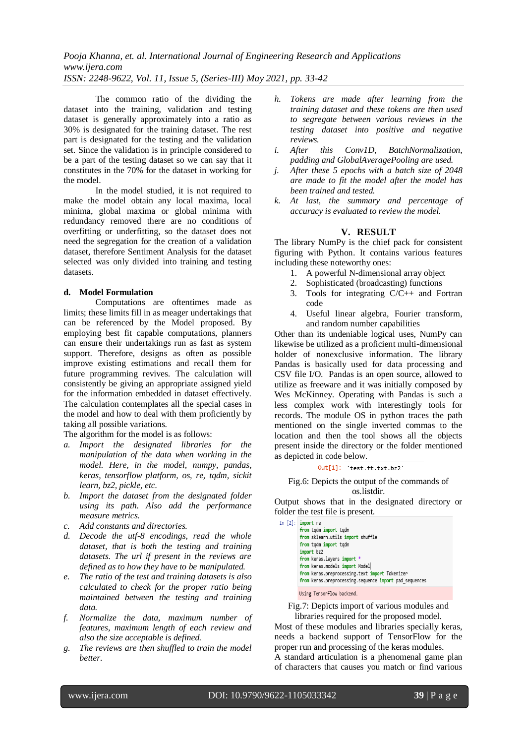The common ratio of the dividing the dataset into the training, validation and testing dataset is generally approximately into a ratio as 30% is designated for the training dataset. The rest part is designated for the testing and the validation set. Since the validation is in principle considered to be a part of the testing dataset so we can say that it constitutes in the 70% for the dataset in working for the model.

In the model studied, it is not required to make the model obtain any local maxima, local minima, global maxima or global minima with redundancy removed there are no conditions of overfitting or underfitting, so the dataset does not need the segregation for the creation of a validation dataset, therefore Sentiment Analysis for the dataset selected was only divided into training and testing datasets.

### d. Model Formulation

Computations are oftentimes made as limits; these limits fill in as meager undertakings that can be referenced by the Model proposed. By employing best fit capable computations, planners can ensure their undertakings run as fast as system support. Therefore, designs as often as possible improve existing estimations and recall them for future programming revives. The calculation will consistently be giving an appropriate assigned yield for the information embedded in dataset effectively. The calculation contemplates all the special cases in the model and how to deal with them proficiently by taking all possible variations.

The algorithm for the model is as follows:

a. *Import the designated libraries for the manipulation of the data when working in the model. Here, in the model, numpy, pandas, keras, tensorflow platform, os, re, tqdm, sickit learn, bz2, pickle, etc.*
b. *Import the dataset from the designated folder using its path. Also add the performance measure metrics.*
c. *Add constants and directories.*
d. *Decode the utf-8 encodings, read the whole dataset, that is both the testing and training datasets. The url if present in the reviews are defined as to how they have to be manipulated.*
e. *The ratio of the test and training datasets is also calculated to check for the proper ratio being maintained between the testing and training data.*
f. *Normalize the data, maximum number of features, maximum length of each review and also the size acceptable is defined.*
g. *The reviews are then shuffled to train the model better.*
h. *Tokens are made after learning from the training dataset and these tokens are then used to segregate between various reviews in the testing dataset into positive and negative reviews.*
i. *After this Conv1D, BatchNormalization, padding and GlobalAveragePooling are used.*
j. *After these 5 epochs with a batch size of 2048 are made to fit the model after the model has been trained and tested.*
k. *At last, the summary and percentage of accuracy is evaluated to review the model.*

## V. RESULT

The library NumPy is the chief pack for consistent figuring with Python. It contains various features including these noteworthy ones:

1. A powerful N-dimensional array object
2. Sophisticated (broadcasting) functions
3. Tools for integrating C/C++ and Fortran code
4. Useful linear algebra, Fourier transform, and random number capabilities

Other than its undeniable logical uses, NumPy can likewise be utilized as a proficient multi-dimensional holder of nonexclusive information. The library Pandas is basically used for data processing and CSV file I/O. Pandas is an open source, allowed to utilize as freeware and it was initially composed by Wes McKinney. Operating with Pandas is such a less complex work with interestingly tools for records. The module OS in python traces the path mentioned on the single inverted commas to the location and then the tool shows all the objects present inside the directory or the folder mentioned as depicted in code below.

```
Out[1]: 'test.ft.txt.bz2'
```

Fig.6: Depicts the output of the commands of os.listdir.

Output shows that in the designated directory or folder the test file is present.

```
In [2]: import re
        from tqdm import tqdm
        from sklearn.utils import shuffle
        from tqdm import tqdm
        import bz2
        from keras.layers import *
        from keras.models import Model
        from keras.preprocessing.text import Tokenizer
        from keras.preprocessing.sequence import pad_sequences

        Using TensorFlow backend.
```

Fig.7: Depicts import of various modules and libraries required for the proposed model.

Most of these modules and libraries specially keras, needs a backend support of TensorFlow for the proper run and processing of the keras modules.

A standard articulation is a phenomenal game plan of characters that causes you match or find various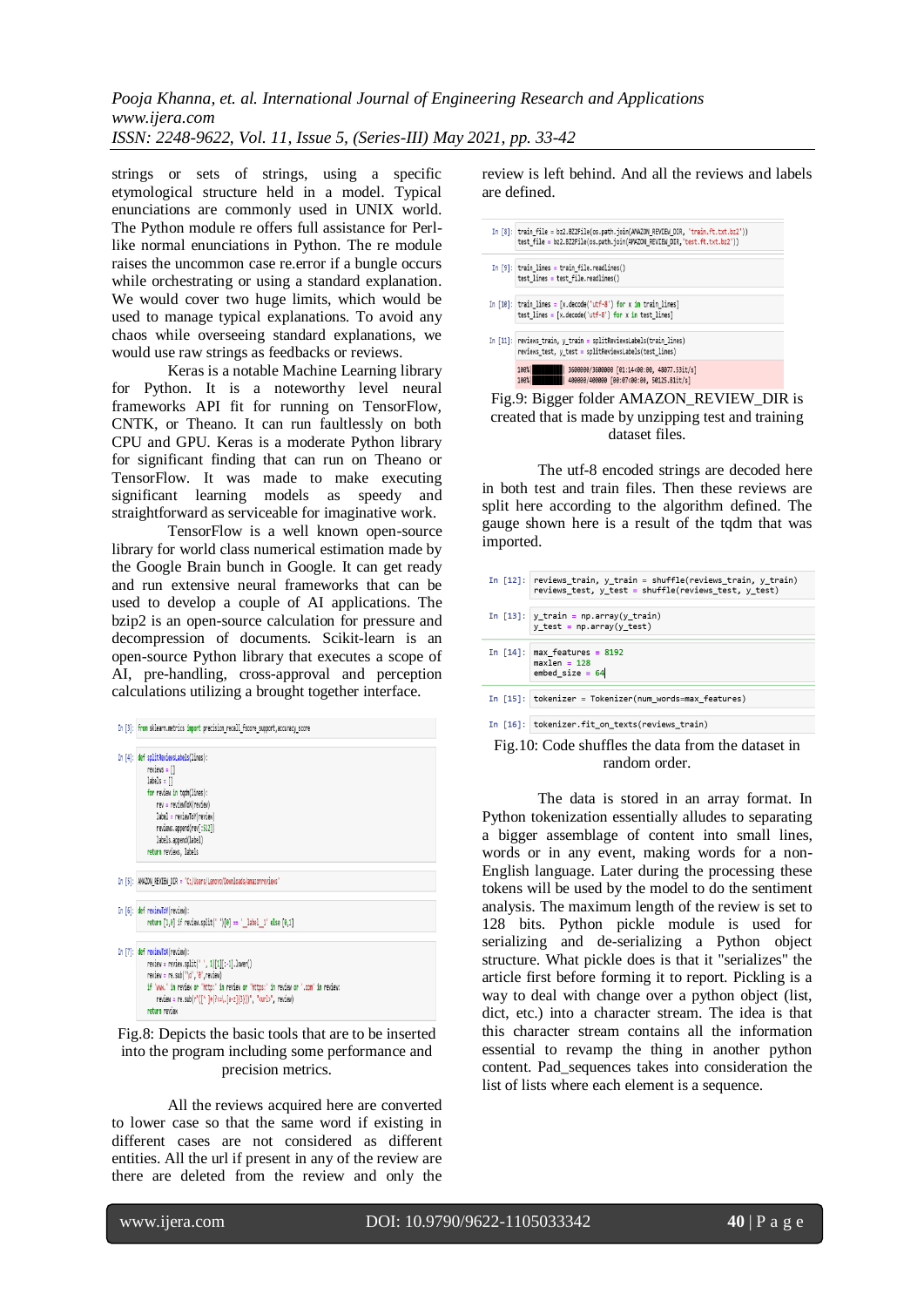strings or sets of strings, using a specific etymological structure held in a model. Typical enunciations are commonly used in UNIX world. The Python module re offers full assistance for Perl-like normal enunciations in Python. The re module raises the uncommon case re.error if a bungle occurs while orchestrating or using a standard explanation. We would cover two huge limits, which would be used to manage typical explanations. To avoid any chaos while overseeing standard explanations, we would use raw strings as feedbacks or reviews.

Keras is a notable Machine Learning library for Python. It is noteworthy level neural frameworks API fit for running on TensorFlow, CNTK, or Theano. It can run faultlessly on both CPU and GPU. Keras is a moderate Python library for significant finding that can run on Theano or TensorFlow. It was made to make executing significant learning models as speedy and straightforward as serviceable for imaginative work.

TensorFlow is a well known open-source library for world class numerical estimation made by the Google Brain bunch in Google. It can get ready and run extensive neural frameworks that can be used to develop a couple of AI applications. The bzip2 is an open-source calculation for pressure and decompression of documents. Scikit-learn is an open-source Python library that executes a scope of AI, pre-handling, cross-approval and perception calculations utilizing a brought together interface.

```
In [3]: from sklearn.metrics import precision_recall_fscore_support,accuracy_score

In [4]: def splitReviewsLabels(lines):
            reviews = []
            labels = []
            for review in tqdm(lines):
                rev = reviewToX(review)
                label = reviewToY(review)
                reviews.append(rev[:512])
                labels.append(label)
            return reviews, labels

In [5]: AMAZON_REVIEW_DIR = 'C:/Users/Lenovo/Downloads/amazonreviews'

In [6]: def reviewToY(review):
            return [1,0] if review.split(' ')[0] == '__label__1' else [0,1]

In [7]: def reviewToX(review):
            review = review.split(' ', 1)[1][:-1].lower()
            review = re.sub('\d','0',review)
            if 'www.' in review or 'http:' in review or 'https:' in review or '.com' in review:
                review = re.sub(r"([^ ]+(?<=\.[a-z]{3}))", "<url>", review)
            return review
```

Fig.8: Depicts the basic tools that are to be inserted into the program including some performance and precision metrics.

All the reviews acquired here are converted to lower case so that the same word if existing in different cases are not considered as different entities. All the url if present in any of the review are there are deleted from the review and only the review is left behind. And all the reviews and labels are defined.

```
In [8]: train_file = bz2.BZ2File(os.path.join(AMAZON_REVIEW_DIR, 'train.ft.txt.bz2'))
        test_file = bz2.BZ2File(os.path.join(AMAZON_REVIEW_DIR,'test.ft.txt.bz2'))

In [9]: train_lines = train_file.readlines()
        test_lines = test_file.readlines()

In [10]: train_lines = [x.decode('utf-8') for x in train_lines]
         test_lines = [x.decode('utf-8') for x in test_lines]

In [11]: reviews_train, y_train = splitReviewsLabels(train_lines)
         reviews_test, y_test = splitReviewsLabels(test_lines)

100%|██████████| 3600000/3600000 [01:14<00:00, 48077.53it/s]
100%|██████████| 400000/400000 [00:07<00:00, 50125.81it/s]
```

Fig.9: Bigger folder AMAZON_REVIEW_DIR is created that is made by unzipping test and training dataset files.

The utf-8 encoded strings are decoded here in both test and train files. Then these reviews are split here according to the algorithm defined. The gauge shown here is a result of the tqdm that was imported.

```
In [12]: reviews_train, y_train = shuffle(reviews_train, y_train)
         reviews_test, y_test = shuffle(reviews_test, y_test)

In [13]: y_train = np.array(y_train)
         y_test = np.array(y_test)

In [14]: max_features = 8192
         maxlen = 128
         embed_size = 64

In [15]: tokenizer = Tokenizer(num_words=max_features)

In [16]: tokenizer.fit_on_texts(reviews_train)
```

Fig.10: Code shuffles the data from the dataset in random order.

The data is stored in an array format. In Python tokenization essentially alludes to separating a bigger assemblage of content into small lines, words or in any event, making words for a non-English language. Later during the processing these tokens will be used by the model to do the sentiment analysis. The maximum length of the review is set to 128 bits. Python pickle module is used for serializing and de-serializing a Python object structure. What pickle does is that it "serializes" the article first before forming it to report. Pickling is a way to deal with change over a python object (list, dict, etc.) into a character stream. The idea is that this character stream contains all the information essential to revamp the thing in another python content. Pad_sequences takes into consideration the list of lists where each element is a sequence.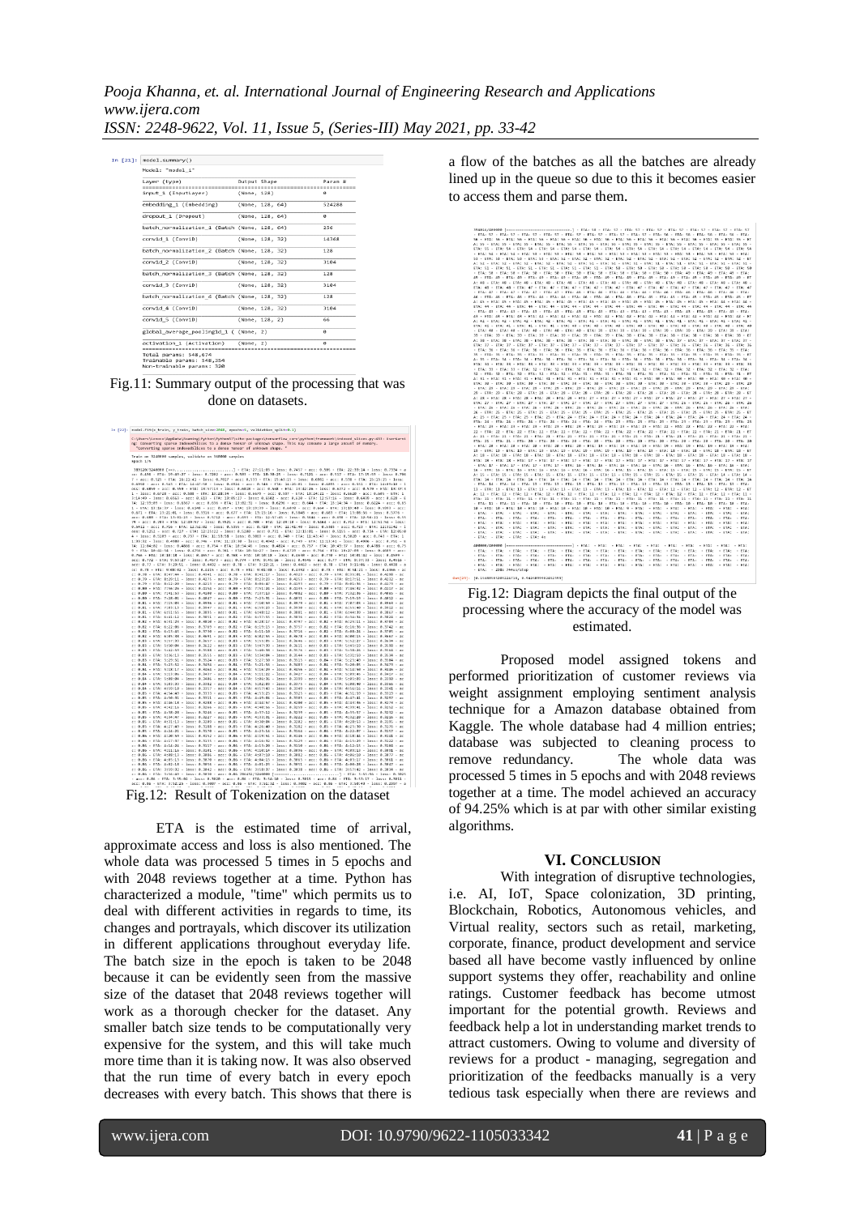Fig.11: Summary output of the processing that was done on datasets.

Fig.12: Result of Tokenization on the dataset

ETA is the estimated time of arrival, approximate access and loss is also mentioned. The whole data was processed 5 times in 5 epochs and with 2048 reviews together at a time. Python has characterized a module, "time" which permits us to deal with different activities in regards to time, its changes and portrayals, which discover its utilization in different applications throughout everyday life. The batch size in the epoch is taken to be 2048 because it can be evidently seen from the massive size of the dataset that 2048 reviews together will work as a thorough checker for the dataset. Any smaller batch size tends to be computationally very expensive for the system, and this will take much more time than it is taking now. It was also observed that the run time of every batch in every epoch decreases with every batch. This shows that there is a flow of the batches as all the batches are already lined up in the queue so due to this it becomes easier to access them and parse them.

Fig.12: Diagram depicts the final output of the processing where the accuracy of the model was estimated.

Proposed model assigned tokens and performed prioritization of customer reviews via weight assignment employing sentiment analysis technique for a Amazon database obtained from Kaggle. The whole database had 4 million entries; database was subjected to cleaning process to remove redundancy. The whole data was processed 5 times in 5 epochs and with 2048 reviews together at a time. The model achieved an accuracy of 94.25% which is at par with other similar existing algorithms.

## VI. CONCLUSION

With integration of disruptive technologies, i.e. AI, IoT, Space colonization, 3D printing, Blockchain, Robotics, Autonomous vehicles, and Virtual reality, sectors such as retail, marketing, corporate, finance, product development and service based all have become vastly influenced by online support systems they offer, reachability and online ratings. Customer feedback has become utmost important for the potential growth. Reviews and feedback help a lot in understanding market trends to attract customers. Owing to volume and diversity of reviews for a product - managing, segregation and prioritization of the feedbacks manually is a very tedious task especially when there are reviews and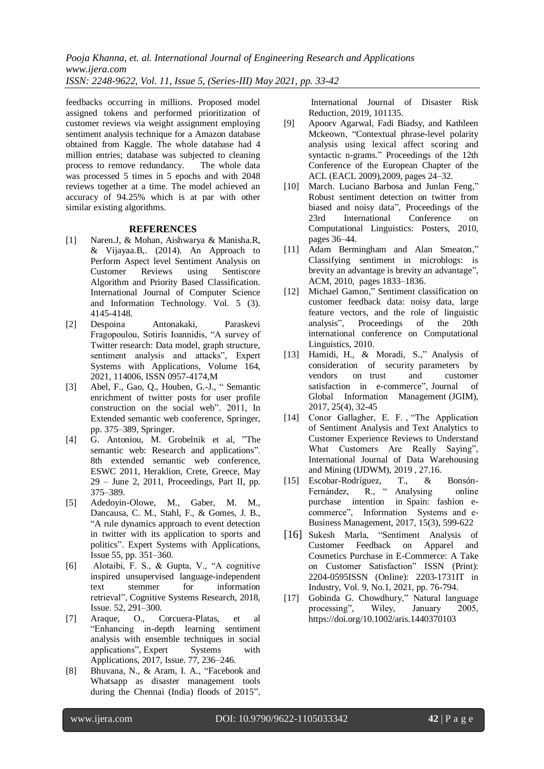feedbacks occurring in millions. Proposed model assigned tokens and performed prioritization of customer reviews via weight assignment employing sentiment analysis technique for a Amazon database obtained from Kaggle. The whole database had 4 million entries; database was subjected to cleaning process to remove redundancy. The whole data was processed 5 times in 5 epochs and with 2048 reviews together at a time. The model achieved an accuracy of 94.25% which is at par with other similar existing algorithms.

## REFERENCES

[1] Naren.J, & Mohan, Aishwarya & Manisha.R, & Vijayaa.B,. (2014). An Approach to Perform Aspect level Sentiment Analysis on Customer Reviews using Sentiscore Algorithm and Priority Based Classification. International Journal of Computer Science and Information Technology. Vol. 5 (3). 4145-4148.

[2] Despoina Antonakaki, Paraskevi Fragopoulou, Sotiris Ioannidis, "A survey of Twitter research: Data model, graph structure, sentiment analysis and attacks", Expert Systems with Applications, Volume 164, 2021, 114006, ISSN 0957-4174,M

[3] Abel, F., Gao, Q., Houben, G.-J., " Semantic enrichment of twitter posts for user profile construction on the social web". 2011, In Extended semantic web conference, Springer, pp. 375–389, Springer.

[4] G. Antoniou, M. Grobelnik et al, "The semantic web: Research and applications". 8th extended semantic web conference, ESWC 2011, Heraklion, Crete, Greece, May 29 – June 2, 2011, Proceedings, Part II, pp. 375–389.

[5] Adedoyin-Olowe, M., Gaber, M. M., Dancausa, C. M., Stahl, F., & Gomes, J. B., "A rule dynamics approach to event detection in twitter with its application to sports and politics". Expert Systems with Applications, Issue 55, pp. 351–360.

[6] Alotaibi, F. S., & Gupta, V., "A cognitive inspired unsupervised language-independent text stemmer for information retrieval", Cognitive Systems Research, 2018, Issue. 52, 291–300.

[7] Araque, O., Corcuera-Platas, et al "Enhancing in-depth learning sentiment analysis with ensemble techniques in social applications", Expert Systems with Applications, 2017, Issue. 77, 236–246.

[8] Bhuvana, N., & Aram, I. A., "Facebook and Whatsapp as disaster management tools during the Chennai (India) floods of 2015", International Journal of Disaster Risk Reduction, 2019, 101135.

[9] Apoorv Agarwal, Fadi Biadsy, and Kathleen Mckeown, "Contextual phrase-level polarity analysis using lexical affect scoring and syntactic n-grams." Proceedings of the 12th Conference of the European Chapter of the ACL (EACL 2009),2009, pages 24–32.

[10] March. Luciano Barbosa and Junlan Feng," Robust sentiment detection on twitter from biased and noisy data", Proceedings of the 23rd International Conference on Computational Linguistics: Posters, 2010, pages 36–44.

[11] Adam Bermingham and Alan Smeaton," Classifying sentiment in microblogs: is brevity an advantage is brevity an advantage", ACM, 2010, pages 1833–1836.

[12] Michael Gamon," Sentiment classification on customer feedback data: noisy data, large feature vectors, and the role of linguistic analysis", Proceedings of the 20th international conference on Computational Linguistics, 2010.

[13] Hamidi, H., & Moradi, S.," Analysis of consideration of security parameters by vendors on trust and customer satisfaction in e-commerce", Journal of Global Information Management (JGIM), 2017, 25(4), 32-45

[14] Conor Gallagher, E. F. , "The Application of Sentiment Analysis and Text Analytics to Customer Experience Reviews to Understand What Customers Are Really Saying", International Journal of Data Warehousing and Mining (IJDWM), 2019 , 27.16.

[15] Escobar-Rodríguez, T., & Bonsón-Fernández, R., " Analysing online purchase intention in Spain: fashion e-commerce", Information Systems and e-Business Management, 2017, 15(3), 599-622

[16] Sukesh Marla, "Sentiment Analysis of Customer Feedback on Apparel and Cosmetics Purchase in E-Commerce: A Take on Customer Satisfaction" ISSN (Print): 2204-0595ISSN (Online): 2203-1731IT in Industry, Vol. 9, No.1, 2021, pp. 76-794.

[17] Gobinda G. Chowdhury," Natural language processing", Wiley, January 2005, https://doi.org/10.1002/aris.1440370103